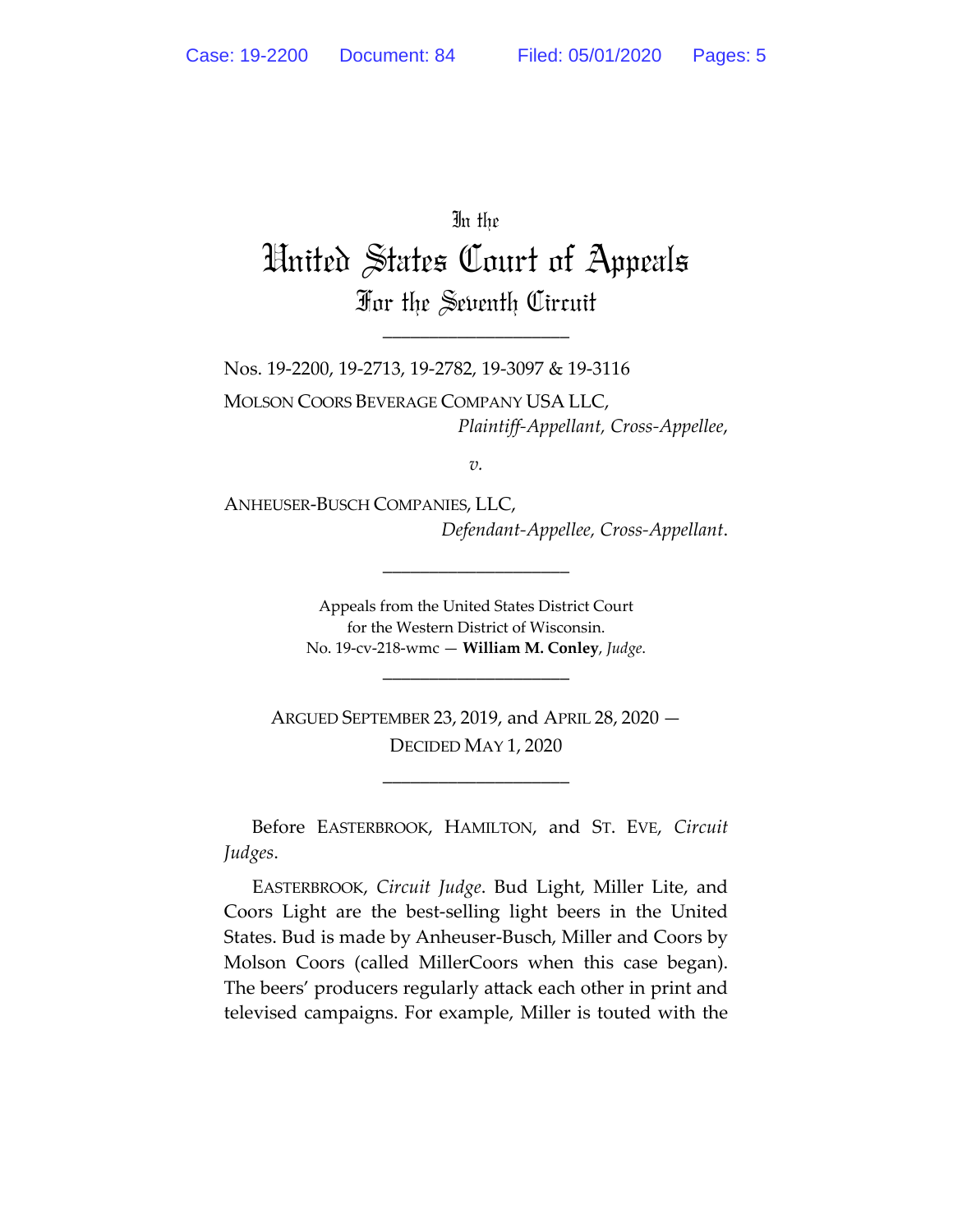In the

# United States Court of Appeals
## For the Seventh Circuit

---

Nos. 19-2200, 19-2713, 19-2782, 19-3097 & 19-3116

MOLSON COORS BEVERAGE COMPANY USA LLC,
*Plaintiff-Appellant, Cross-Appellee*,

*v.*

ANHEUSER-BUSCH COMPANIES, LLC,
*Defendant-Appellee, Cross-Appellant*.

---

Appeals from the United States District Court
for the Western District of Wisconsin.
No. 19-cv-218-wmc — **William M. Conley**, *Judge*.

---

ARGUED SEPTEMBER 23, 2019, and APRIL 28, 2020 —
DECIDED MAY 1, 2020

---

Before EASTERBROOK, HAMILTON, and ST. EVE, *Circuit Judges*.

EASTERBROOK, *Circuit Judge*. Bud Light, Miller Lite, and Coors Light are the best-selling light beers in the United States. Bud is made by Anheuser-Busch, Miller and Coors by Molson Coors (called MillerCoors when this case began). The beers' producers regularly attack each other in print and televised campaigns. For example, Miller is touted with the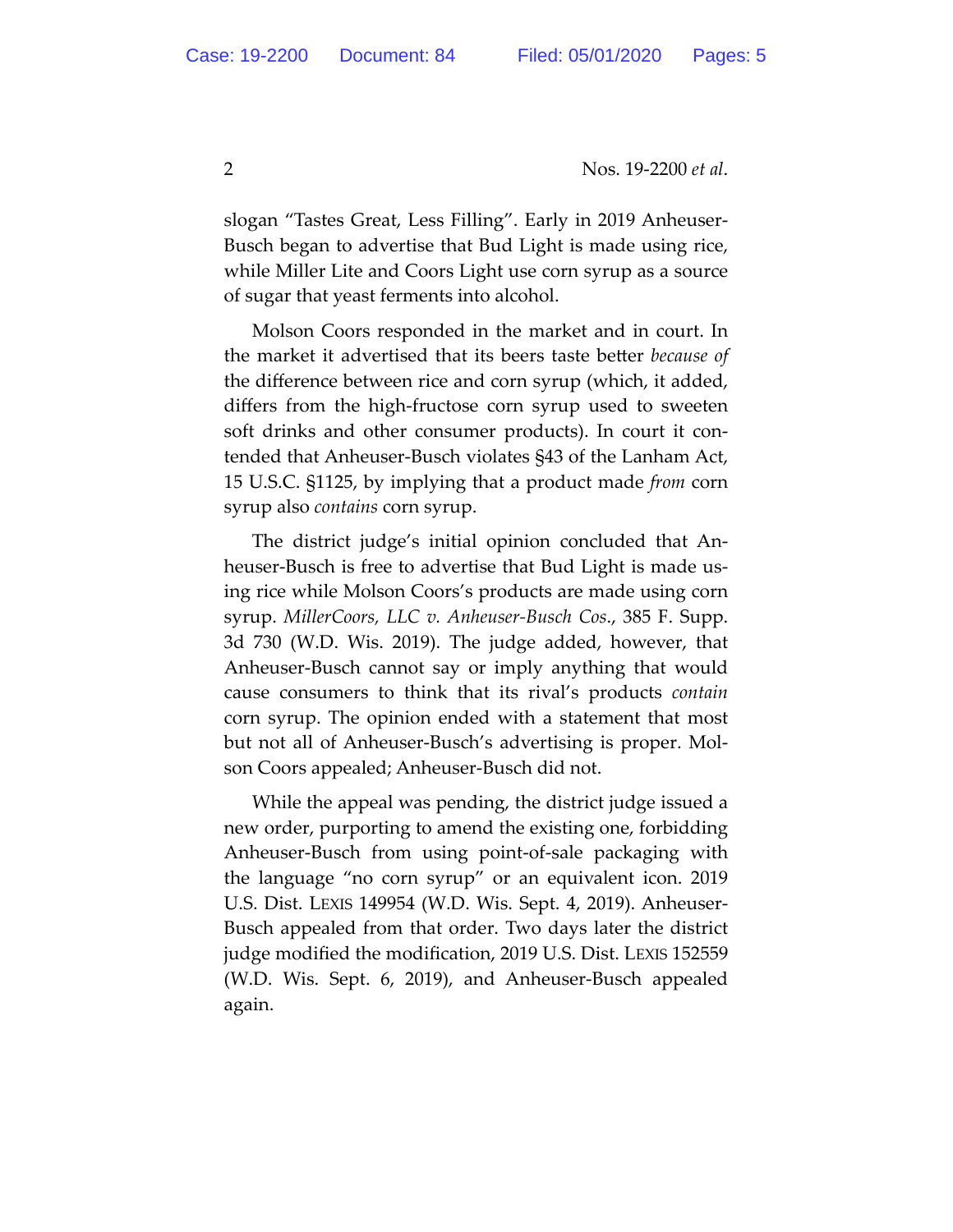slogan “Tastes Great, Less Filling”. Early in 2019 Anheuser-Busch began to advertise that Bud Light is made using rice, while Miller Lite and Coors Light use corn syrup as a source of sugar that yeast ferments into alcohol.

Molson Coors responded in the market and in court. In the market it advertised that its beers taste better *because of* the difference between rice and corn syrup (which, it added, differs from the high-fructose corn syrup used to sweeten soft drinks and other consumer products). In court it contended that Anheuser-Busch violates §43 of the Lanham Act, 15 U.S.C. §1125, by implying that a product made *from* corn syrup also *contains* corn syrup.

The district judge’s initial opinion concluded that Anheuser-Busch is free to advertise that Bud Light is made using rice while Molson Coors’s products are made using corn syrup. *MillerCoors, LLC v. Anheuser-Busch Cos*., 385 F. Supp. 3d 730 (W.D. Wis. 2019). The judge added, however, that Anheuser-Busch cannot say or imply anything that would cause consumers to think that its rival’s products *contain* corn syrup. The opinion ended with a statement that most but not all of Anheuser-Busch’s advertising is proper. Molson Coors appealed; Anheuser-Busch did not.

While the appeal was pending, the district judge issued a new order, purporting to amend the existing one, forbidding Anheuser-Busch from using point-of-sale packaging with the language “no corn syrup” or an equivalent icon. 2019 U.S. Dist. LEXIS 149954 (W.D. Wis. Sept. 4, 2019). Anheuser-Busch appealed from that order. Two days later the district judge modified the modification, 2019 U.S. Dist. LEXIS 152559 (W.D. Wis. Sept. 6, 2019), and Anheuser-Busch appealed again.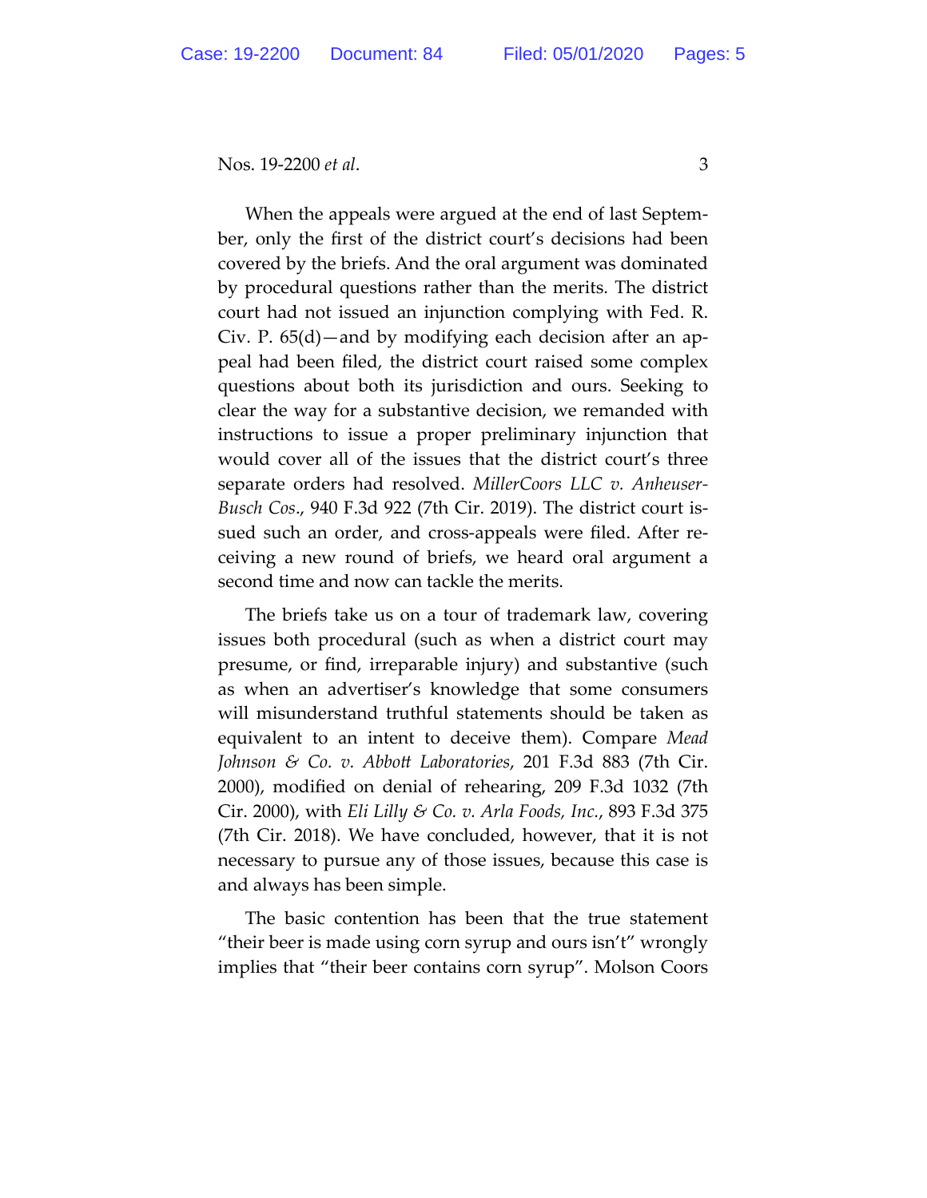When the appeals were argued at the end of last September, only the first of the district court's decisions had been covered by the briefs. And the oral argument was dominated by procedural questions rather than the merits. The district court had not issued an injunction complying with Fed. R. Civ. P. 65(d)—and by modifying each decision after an appeal had been filed, the district court raised some complex questions about both its jurisdiction and ours. Seeking to clear the way for a substantive decision, we remanded with instructions to issue a proper preliminary injunction that would cover all of the issues that the district court's three separate orders had resolved. *MillerCoors LLC v. Anheuser-Busch Cos.*, 940 F.3d 922 (7th Cir. 2019). The district court issued such an order, and cross-appeals were filed. After receiving a new round of briefs, we heard oral argument a second time and now can tackle the merits.

The briefs take us on a tour of trademark law, covering issues both procedural (such as when a district court may presume, or find, irreparable injury) and substantive (such as when an advertiser's knowledge that some consumers will misunderstand truthful statements should be taken as equivalent to an intent to deceive them). Compare *Mead Johnson & Co. v. Abbott Laboratories*, 201 F.3d 883 (7th Cir. 2000), modified on denial of rehearing, 209 F.3d 1032 (7th Cir. 2000), with *Eli Lilly & Co. v. Arla Foods, Inc.*, 893 F.3d 375 (7th Cir. 2018). We have concluded, however, that it is not necessary to pursue any of those issues, because this case is and always has been simple.

The basic contention has been that the true statement "their beer is made using corn syrup and ours isn't" wrongly implies that "their beer contains corn syrup". Molson Coors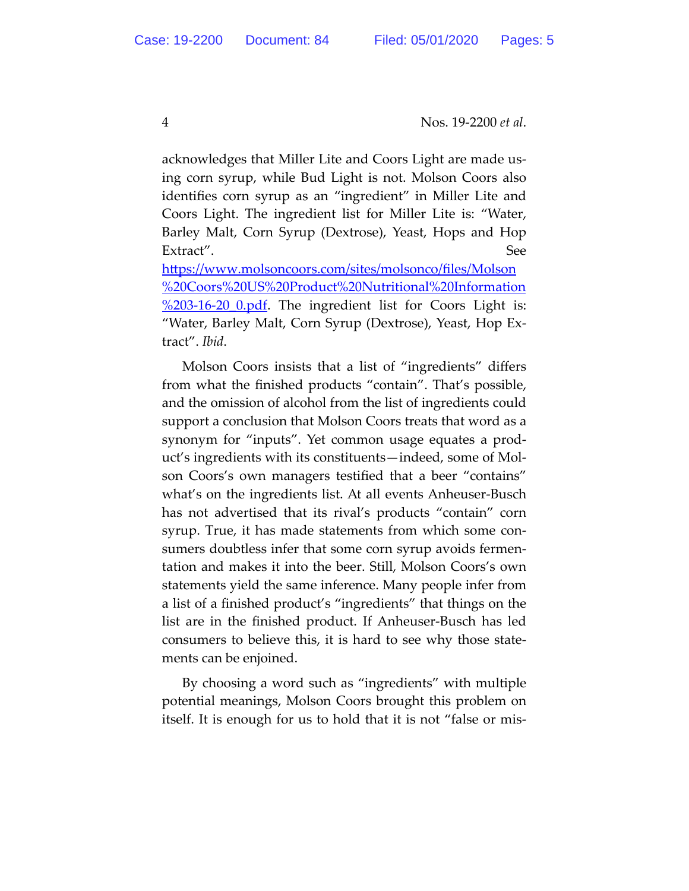acknowledges that Miller Lite and Coors Light are made using corn syrup, while Bud Light is not. Molson Coors also identifies corn syrup as an "ingredient" in Miller Lite and Coors Light. The ingredient list for Miller Lite is: "Water, Barley Malt, Corn Syrup (Dextrose), Yeast, Hops and Hop Extract". See https://www.molsoncoors.com/sites/molsonco/files/Molson%20Coors%20US%20Product%20Nutritional%20Information%203-16-20_0.pdf. The ingredient list for Coors Light is: "Water, Barley Malt, Corn Syrup (Dextrose), Yeast, Hop Extract". *Ibid*.

Molson Coors insists that a list of "ingredients" differs from what the finished products "contain". That's possible, and the omission of alcohol from the list of ingredients could support a conclusion that Molson Coors treats that word as a synonym for "inputs". Yet common usage equates a product's ingredients with its constituents—indeed, some of Molson Coors's own managers testified that a beer "contains" what's on the ingredients list. At all events Anheuser-Busch has not advertised that its rival's products "contain" corn syrup. True, it has made statements from which some consumers doubtless infer that some corn syrup avoids fermentation and makes it into the beer. Still, Molson Coors's own statements yield the same inference. Many people infer from a list of a finished product's "ingredients" that things on the list are in the finished product. If Anheuser-Busch has led consumers to believe this, it is hard to see why those statements can be enjoined.

By choosing a word such as "ingredients" with multiple potential meanings, Molson Coors brought this problem on itself. It is enough for us to hold that it is not "false or mis-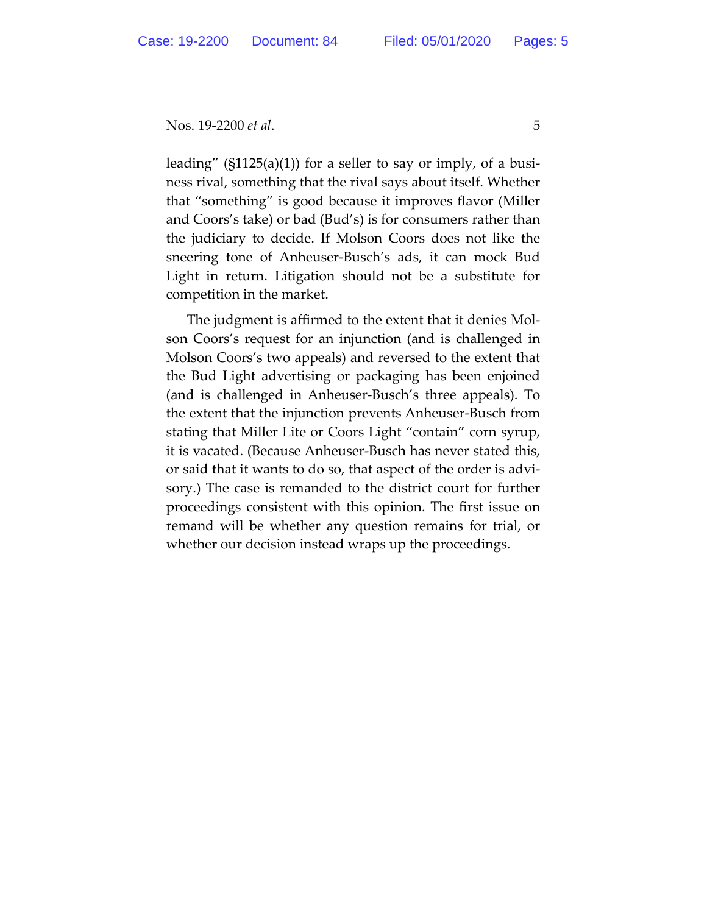leading” (§1125(a)(1)) for a seller to say or imply, of a business rival, something that the rival says about itself. Whether that “something” is good because it improves flavor (Miller and Coors’s take) or bad (Bud’s) is for consumers rather than the judiciary to decide. If Molson Coors does not like the sneering tone of Anheuser-Busch’s ads, it can mock Bud Light in return. Litigation should not be a substitute for competition in the market.

The judgment is affirmed to the extent that it denies Molson Coors’s request for an injunction (and is challenged in Molson Coors’s two appeals) and reversed to the extent that the Bud Light advertising or packaging has been enjoined (and is challenged in Anheuser-Busch’s three appeals). To the extent that the injunction prevents Anheuser-Busch from stating that Miller Lite or Coors Light “contain” corn syrup, it is vacated. (Because Anheuser-Busch has never stated this, or said that it wants to do so, that aspect of the order is advisory.) The case is remanded to the district court for further proceedings consistent with this opinion. The first issue on remand will be whether any question remains for trial, or whether our decision instead wraps up the proceedings.